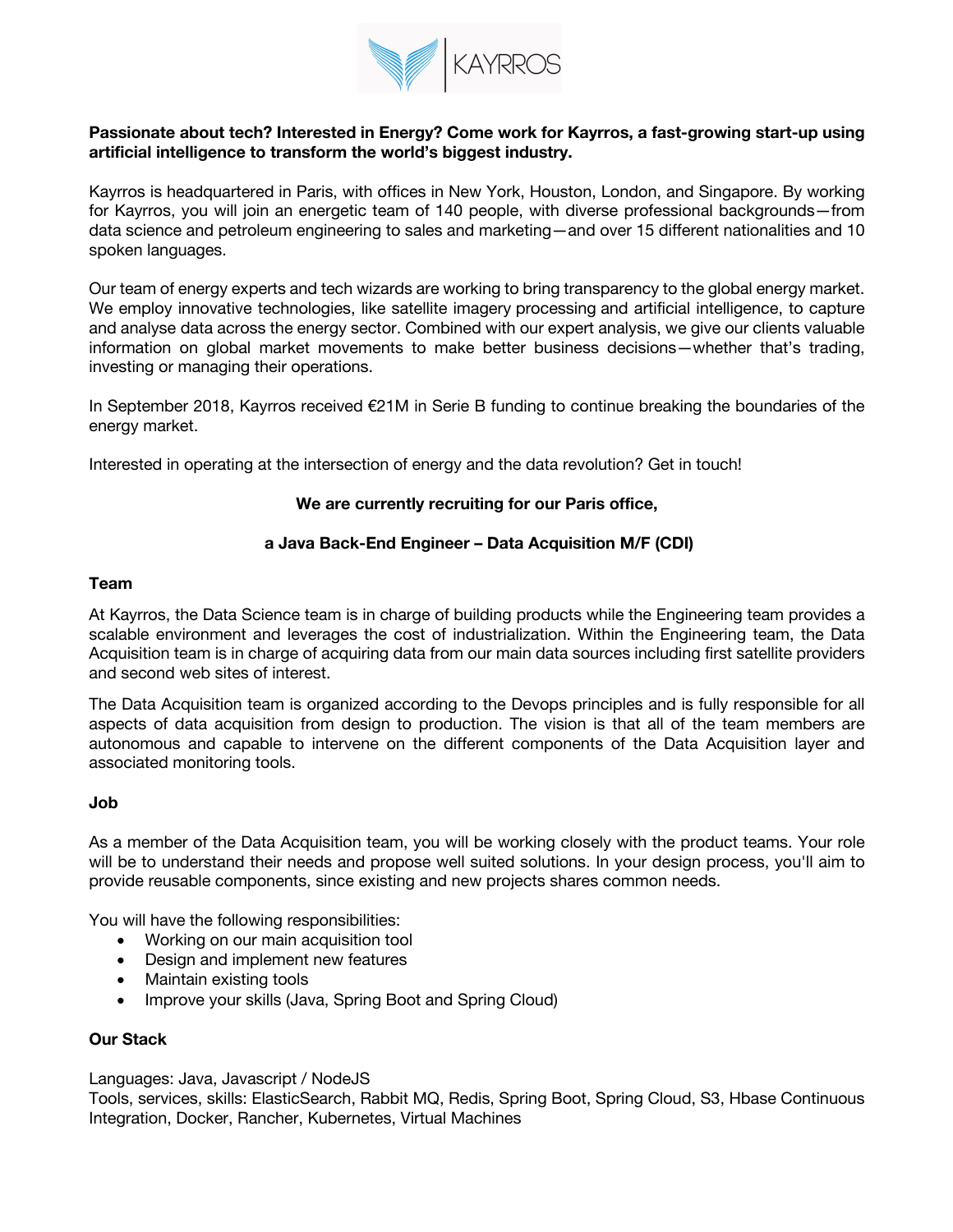**Passionate about tech? Interested in Energy? Come work for Kayrros, a fast-growing start-up using artificial intelligence to transform the world's biggest industry.**

Kayrros is headquartered in Paris, with offices in New York, Houston, London, and Singapore. By working for Kayrros, you will join an energetic team of 140 people, with diverse professional backgrounds—from data science and petroleum engineering to sales and marketing—and over 15 different nationalities and 10 spoken languages.

Our team of energy experts and tech wizards are working to bring transparency to the global energy market. We employ innovative technologies, like satellite imagery processing and artificial intelligence, to capture and analyse data across the energy sector. Combined with our expert analysis, we give our clients valuable information on global market movements to make better business decisions—whether that's trading, investing or managing their operations.

In September 2018, Kayrros received €21M in Serie B funding to continue breaking the boundaries of the energy market.

Interested in operating at the intersection of energy and the data revolution? Get in touch!

**We are currently recruiting for our Paris office,**

**a Java Back-End Engineer – Data Acquisition M/F (CDI)**

**Team**

At Kayrros, the Data Science team is in charge of building products while the Engineering team provides a scalable environment and leverages the cost of industrialization. Within the Engineering team, the Data Acquisition team is in charge of acquiring data from our main data sources including first satellite providers and second web sites of interest.

The Data Acquisition team is organized according to the Devops principles and is fully responsible for all aspects of data acquisition from design to production. The vision is that all of the team members are autonomous and capable to intervene on the different components of the Data Acquisition layer and associated monitoring tools.

**Job**

As a member of the Data Acquisition team, you will be working closely with the product teams. Your role will be to understand their needs and propose well suited solutions. In your design process, you'll aim to provide reusable components, since existing and new projects shares common needs.

You will have the following responsibilities:

- Working on our main acquisition tool
- Design and implement new features
- Maintain existing tools
- Improve your skills (Java, Spring Boot and Spring Cloud)

**Our Stack**

Languages: Java, Javascript / NodeJS
Tools, services, skills: ElasticSearch, Rabbit MQ, Redis, Spring Boot, Spring Cloud, S3, Hbase Continuous Integration, Docker, Rancher, Kubernetes, Virtual Machines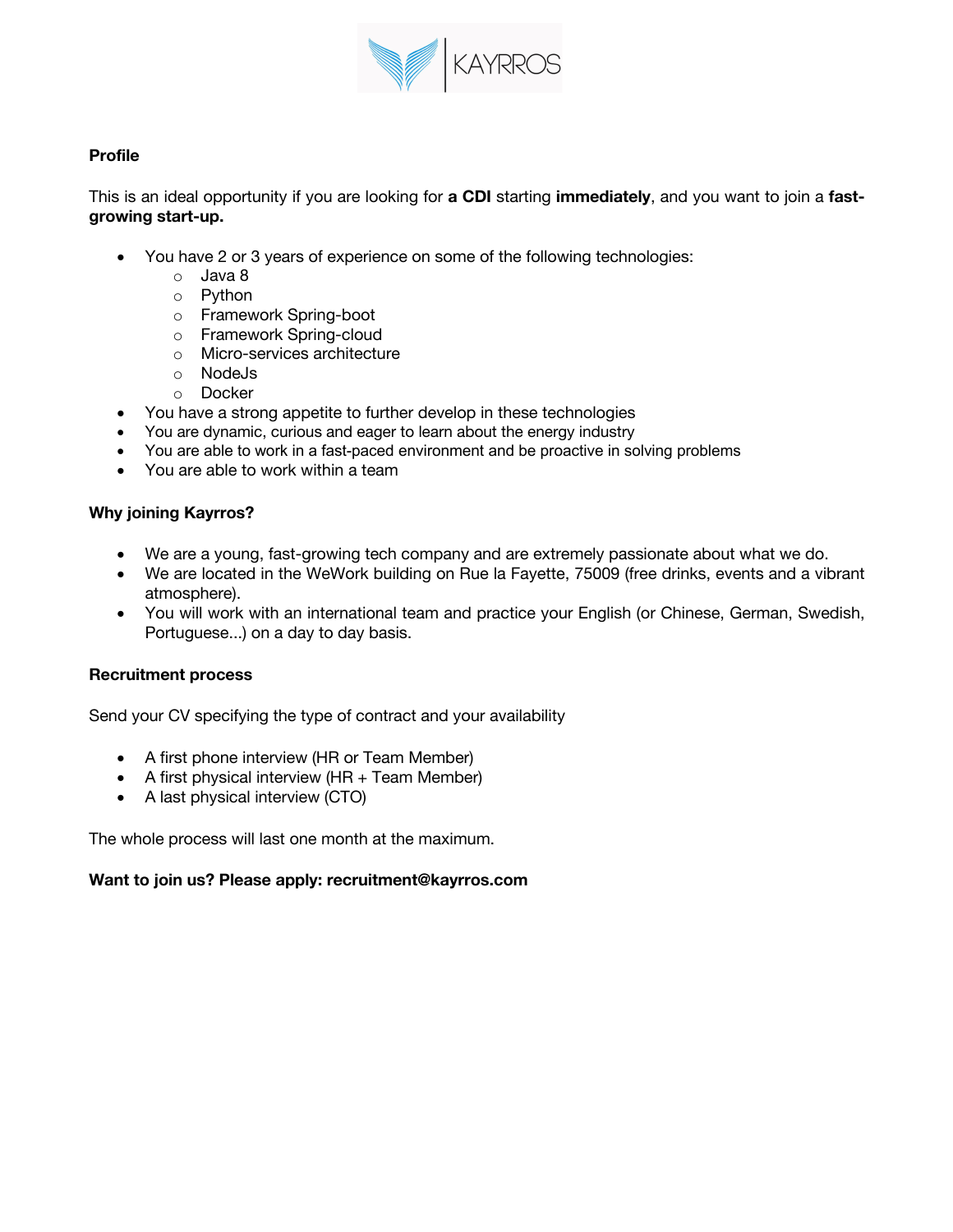**Profile**

This is an ideal opportunity if you are looking for **a CDI** starting **immediately**, and you want to join a **fast-growing start-up.**

- You have 2 or 3 years of experience on some of the following technologies:
  - Java 8
  - Python
  - Framework Spring-boot
  - Framework Spring-cloud
  - Micro-services architecture
  - NodeJs
  - Docker
- You have a strong appetite to further develop in these technologies
- You are dynamic, curious and eager to learn about the energy industry
- You are able to work in a fast-paced environment and be proactive in solving problems
- You are able to work within a team

**Why joining Kayrros?**

- We are a young, fast-growing tech company and are extremely passionate about what we do.
- We are located in the WeWork building on Rue la Fayette, 75009 (free drinks, events and a vibrant atmosphere).
- You will work with an international team and practice your English (or Chinese, German, Swedish, Portuguese...) on a day to day basis.

**Recruitment process**

Send your CV specifying the type of contract and your availability

- A first phone interview (HR or Team Member)
- A first physical interview (HR + Team Member)
- A last physical interview (CTO)

The whole process will last one month at the maximum.

**Want to join us? Please apply: recruitment@kayrros.com**